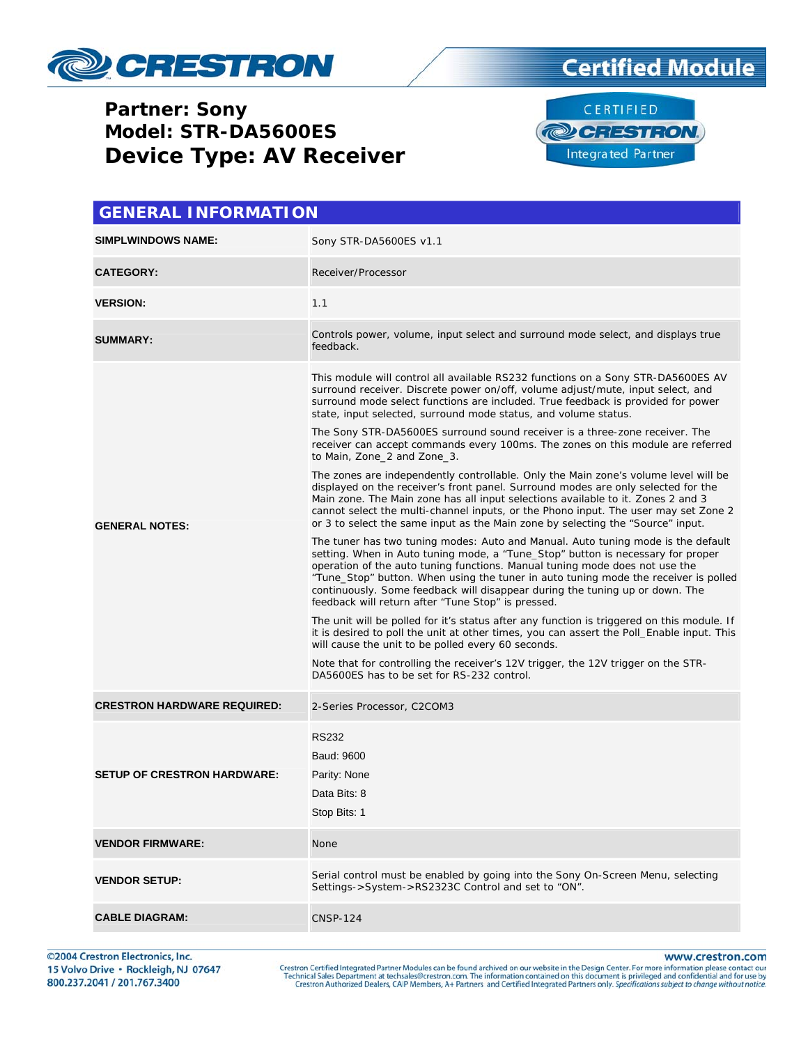# Certified Module

**Partner: Sony**
**Model: STR-DA5600ES**
**Device Type: AV Receiver**

## GENERAL INFORMATION

| | |
|---|---|
| **SIMPLWINDOWS NAME:** | Sony STR-DA5600ES v1.1 |
| **CATEGORY:** | Receiver/Processor |
| **VERSION:** | 1.1 |
| **SUMMARY:** | Controls power, volume, input select and surround mode select, and displays true feedback. |
| **GENERAL NOTES:** | This module will control all available RS232 functions on a Sony STR-DA5600ES AV surround receiver. Discrete power on/off, volume adjust/mute, input select, and surround mode select functions are included. True feedback is provided for power state, input selected, surround mode status, and volume status.<br><br>The Sony STR-DA5600ES surround sound receiver is a three-zone receiver. The receiver can accept commands every 100ms. The zones on this module are referred to Main, Zone_2 and Zone_3.<br><br>The zones are independently controllable. Only the Main zone's volume level will be displayed on the receiver's front panel. Surround modes are only selected for the Main zone. The Main zone has all input selections available to it. Zones 2 and 3 cannot select the multi-channel inputs, or the Phono input. The user may set Zone 2 or 3 to select the same input as the Main zone by selecting the "Source" input.<br><br>The tuner has two tuning modes: Auto and Manual. Auto tuning mode is the default setting. When in Auto tuning mode, a "Tune_Stop" button is necessary for proper operation of the auto tuning functions. Manual tuning mode does not use the "Tune_Stop" button. When using the tuner in auto tuning mode the receiver is polled continuously. Some feedback will disappear during the tuning up or down. The feedback will return after "Tune Stop" is pressed.<br><br>The unit will be polled for it's status after any function is triggered on this module. If it is desired to poll the unit at other times, you can assert the Poll_Enable input. This will cause the unit to be polled every 60 seconds.<br><br>Note that for controlling the receiver's 12V trigger, the 12V trigger on the STR-DA5600ES has to be set for RS-232 control. |
| **CRESTRON HARDWARE REQUIRED:** | 2-Series Processor, C2COM3 |
| **SETUP OF CRESTRON HARDWARE:** | RS232<br>Baud: 9600<br>Parity: None<br>Data Bits: 8<br>Stop Bits: 1 |
| **VENDOR FIRMWARE:** | None |
| **VENDOR SETUP:** | Serial control must be enabled by going into the Sony On-Screen Menu, selecting Settings->System->RS2323C Control and set to "ON". |
| **CABLE DIAGRAM:** | CNSP-124 |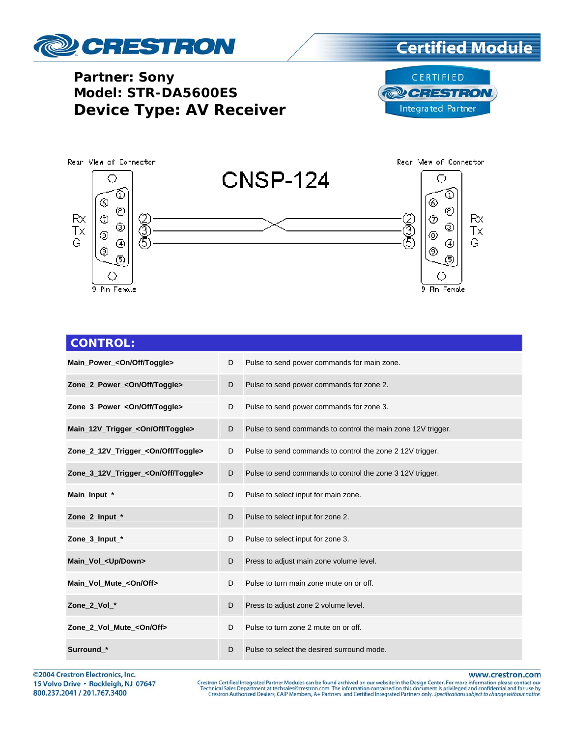**Partner: Sony**
**Model: STR-DA5600ES**
**Device Type: AV Receiver**

Rear View of Connector

CNSP-124

Rx
Tx
G

9 Pin Female

## CONTROL:

| | | |
|---|---|---|
| **Main_Power_<On/Off/Toggle>** | D | Pulse to send power commands for main zone. |
| **Zone_2_Power_<On/Off/Toggle>** | D | Pulse to send power commands for zone 2. |
| **Zone_3_Power_<On/Off/Toggle>** | D | Pulse to send power commands for zone 3. |
| **Main_12V_Trigger_<On/Off/Toggle>** | D | Pulse to send commands to control the main zone 12V trigger. |
| **Zone_2_12V_Trigger_<On/Off/Toggle>** | D | Pulse to send commands to control the zone 2 12V trigger. |
| **Zone_3_12V_Trigger_<On/Off/Toggle>** | D | Pulse to send commands to control the zone 3 12V trigger. |
| **Main_Input_*** | D | Pulse to select input for main zone. |
| **Zone_2_Input_*** | D | Pulse to select input for zone 2. |
| **Zone_3_Input_*** | D | Pulse to select input for zone 3. |
| **Main_Vol_<Up/Down>** | D | Press to adjust main zone volume level. |
| **Main_Vol_Mute_<On/Off>** | D | Pulse to turn main zone mute on or off. |
| **Zone_2_Vol_*** | D | Press to adjust zone 2 volume level. |
| **Zone_2_Vol_Mute_<On/Off>** | D | Pulse to turn zone 2 mute on or off. |
| **Surround_*** | D | Pulse to select the desired surround mode. |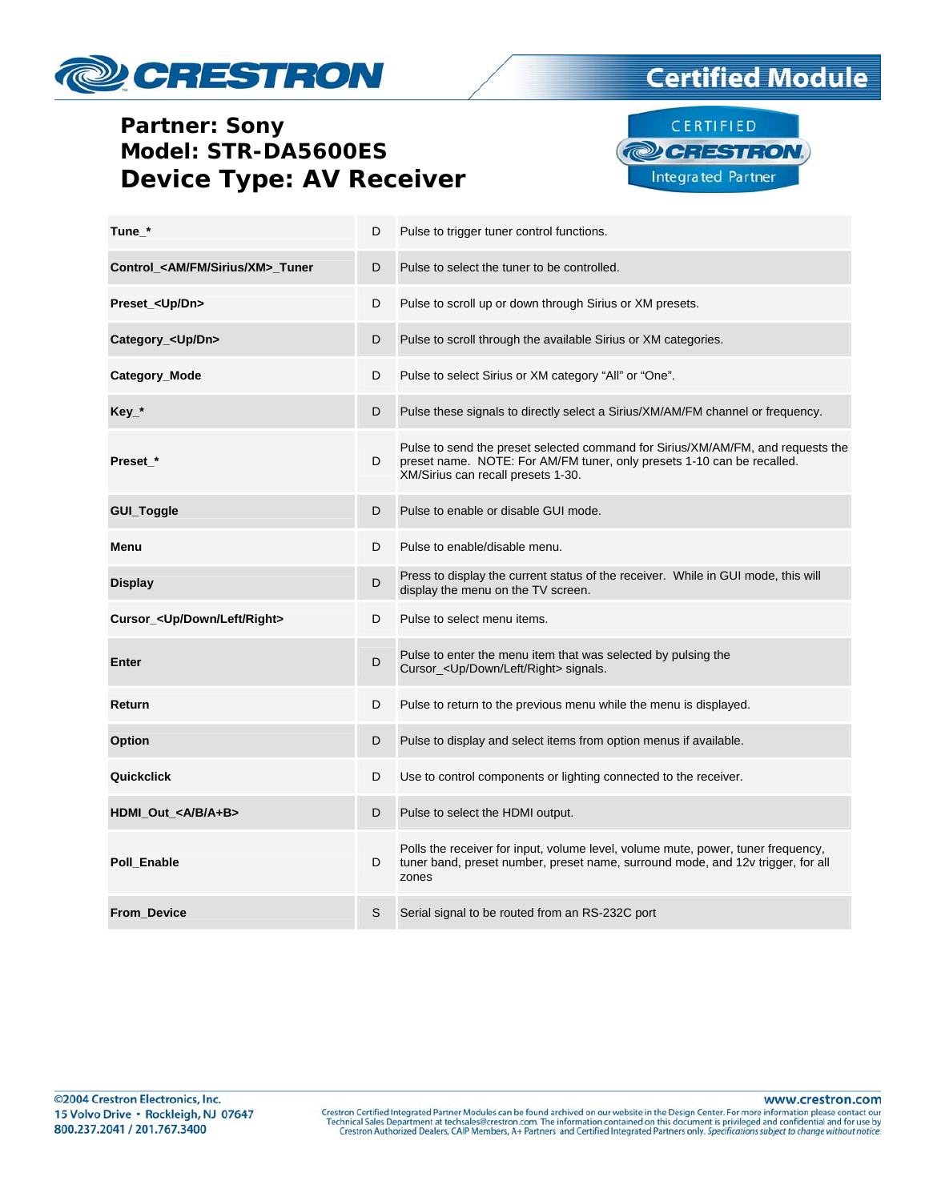**Partner: Sony**
**Model: STR-DA5600ES**
**Device Type: AV Receiver**

| | | |
|---|---|---|
| **Tune_*** | D | Pulse to trigger tuner control functions. |
| **Control_<AM/FM/Sirius/XM>_Tuner** | D | Pulse to select the tuner to be controlled. |
| **Preset_<Up/Dn>** | D | Pulse to scroll up or down through Sirius or XM presets. |
| **Category_<Up/Dn>** | D | Pulse to scroll through the available Sirius or XM categories. |
| **Category_Mode** | D | Pulse to select Sirius or XM category “All” or “One”. |
| **Key_*** | D | Pulse these signals to directly select a Sirius/XM/AM/FM channel or frequency. |
| **Preset_*** | D | Pulse to send the preset selected command for Sirius/XM/AM/FM, and requests the preset name. NOTE: For AM/FM tuner, only presets 1-10 can be recalled. XM/Sirius can recall presets 1-30. |
| **GUI_Toggle** | D | Pulse to enable or disable GUI mode. |
| **Menu** | D | Pulse to enable/disable menu. |
| **Display** | D | Press to display the current status of the receiver. While in GUI mode, this will display the menu on the TV screen. |
| **Cursor_<Up/Down/Left/Right>** | D | Pulse to select menu items. |
| **Enter** | D | Pulse to enter the menu item that was selected by pulsing the Cursor_<Up/Down/Left/Right> signals. |
| **Return** | D | Pulse to return to the previous menu while the menu is displayed. |
| **Option** | D | Pulse to display and select items from option menus if available. |
| **Quickclick** | D | Use to control components or lighting connected to the receiver. |
| **HDMI_Out_<A/B/A+B>** | D | Pulse to select the HDMI output. |
| **Poll_Enable** | D | Polls the receiver for input, volume level, volume mute, power, tuner frequency, tuner band, preset number, preset name, surround mode, and 12v trigger, for all zones |
| **From_Device** | S | Serial signal to be routed from an RS-232C port |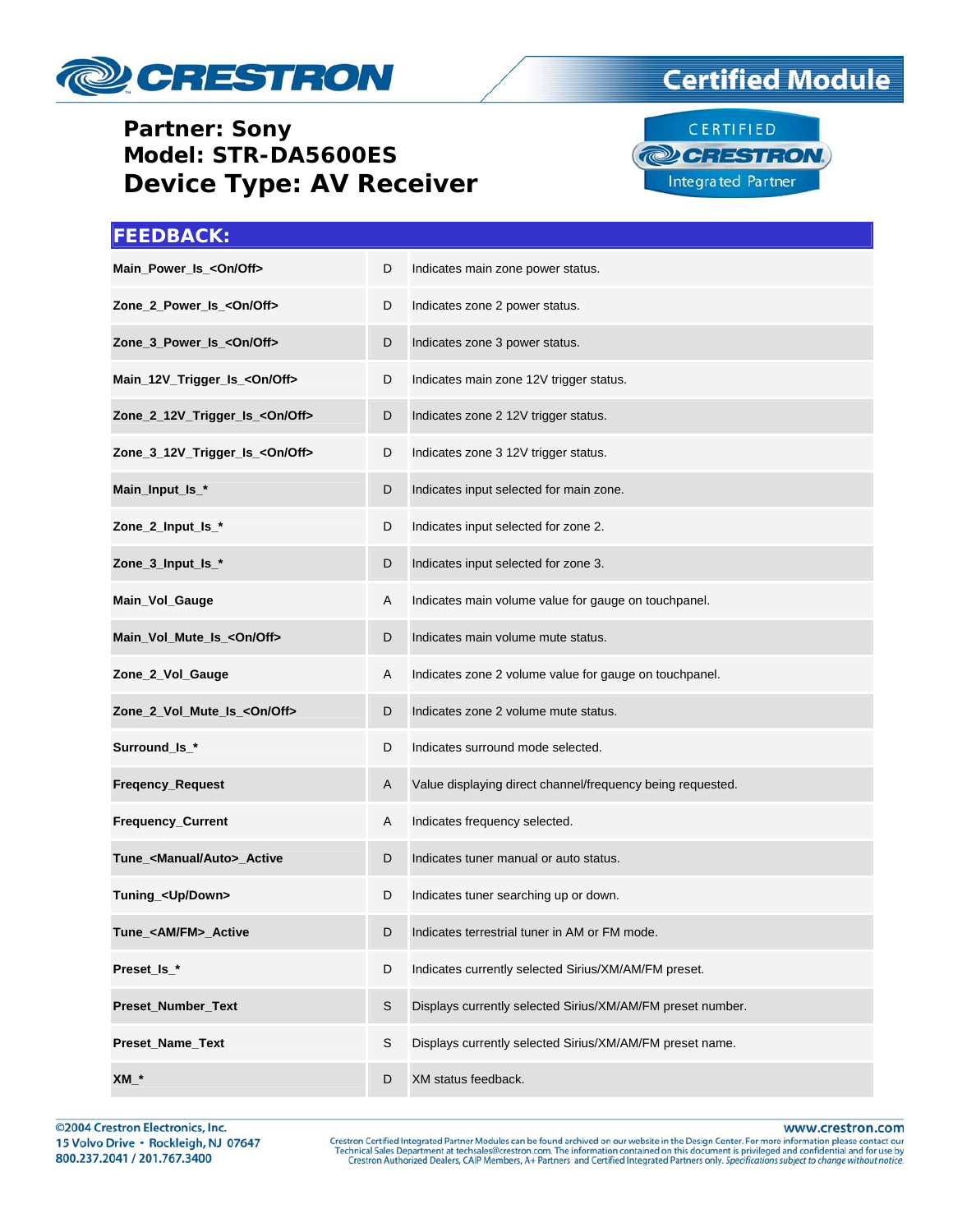**Partner: Sony**
**Model: STR-DA5600ES**
**Device Type: AV Receiver**

## FEEDBACK:

| | | |
|---|---|---|
| **Main_Power_Is_<On/Off>** | D | Indicates main zone power status. |
| **Zone_2_Power_Is_<On/Off>** | D | Indicates zone 2 power status. |
| **Zone_3_Power_Is_<On/Off>** | D | Indicates zone 3 power status. |
| **Main_12V_Trigger_Is_<On/Off>** | D | Indicates main zone 12V trigger status. |
| **Zone_2_12V_Trigger_Is_<On/Off>** | D | Indicates zone 2 12V trigger status. |
| **Zone_3_12V_Trigger_Is_<On/Off>** | D | Indicates zone 3 12V trigger status. |
| **Main_Input_Is_*** | D | Indicates input selected for main zone. |
| **Zone_2_Input_Is_*** | D | Indicates input selected for zone 2. |
| **Zone_3_Input_Is_*** | D | Indicates input selected for zone 3. |
| **Main_Vol_Gauge** | A | Indicates main volume value for gauge on touchpanel. |
| **Main_Vol_Mute_Is_<On/Off>** | D | Indicates main volume mute status. |
| **Zone_2_Vol_Gauge** | A | Indicates zone 2 volume value for gauge on touchpanel. |
| **Zone_2_Vol_Mute_Is_<On/Off>** | D | Indicates zone 2 volume mute status. |
| **Surround_Is_*** | D | Indicates surround mode selected. |
| **Freqency_Request** | A | Value displaying direct channel/frequency being requested. |
| **Frequency_Current** | A | Indicates frequency selected. |
| **Tune_<Manual/Auto>_Active** | D | Indicates tuner manual or auto status. |
| **Tuning_<Up/Down>** | D | Indicates tuner searching up or down. |
| **Tune_<AM/FM>_Active** | D | Indicates terrestrial tuner in AM or FM mode. |
| **Preset_Is_*** | D | Indicates currently selected Sirius/XM/AM/FM preset. |
| **Preset_Number_Text** | S | Displays currently selected Sirius/XM/AM/FM preset number. |
| **Preset_Name_Text** | S | Displays currently selected Sirius/XM/AM/FM preset name. |
| **XM_*** | D | XM status feedback. |

©2004 Crestron Electronics, Inc.
15 Volvo Drive • Rockleigh, NJ 07647
800.237.2041 / 201.767.3400

www.crestron.com
Crestron Certified Integrated Partner Modules can be found archived on our website in the Design Center. For more information please contact our Technical Sales Department at techsales@crestron.com. The information contained on this document is privileged and confidential and for use by Crestron Authorized Dealers, CAIP Members, A+ Partners and Certified Integrated Partners only. *Specifications subject to change without notice.*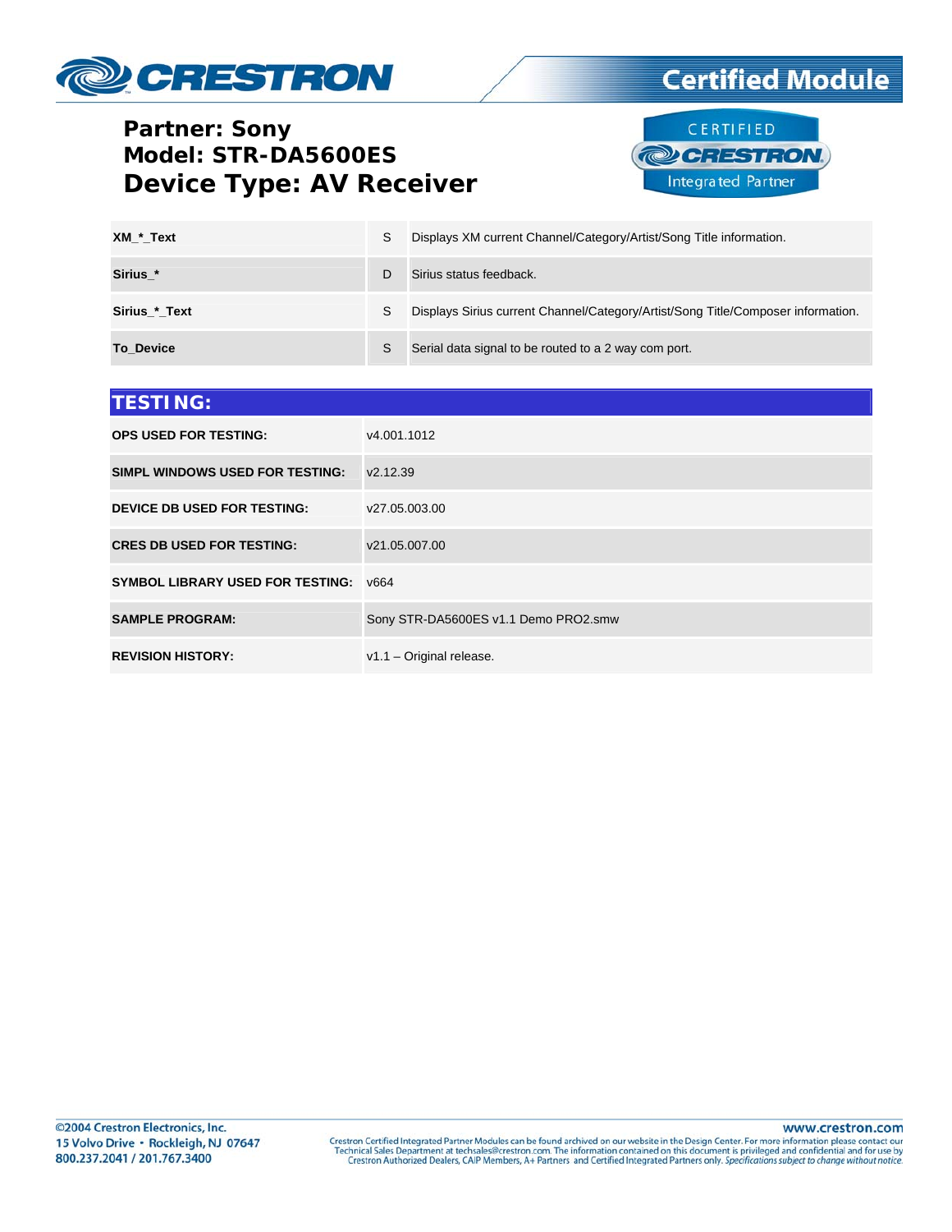Partner: Sony
Model: STR-DA5600ES
Device Type: AV Receiver

| | | |
|---|---|---|
| **XM_*_Text** | S | Displays XM current Channel/Category/Artist/Song Title information. |
| **Sirius_*** | D | Sirius status feedback. |
| **Sirius_*_Text** | S | Displays Sirius current Channel/Category/Artist/Song Title/Composer information. |
| **To_Device** | S | Serial data signal to be routed to a 2 way com port. |

## TESTING:

| | |
|---|---|
| **OPS USED FOR TESTING:** | v4.001.1012 |
| **SIMPL WINDOWS USED FOR TESTING:** | v2.12.39 |
| **DEVICE DB USED FOR TESTING:** | v27.05.003.00 |
| **CRES DB USED FOR TESTING:** | v21.05.007.00 |
| **SYMBOL LIBRARY USED FOR TESTING:** | v664 |
| **SAMPLE PROGRAM:** | Sony STR-DA5600ES v1.1 Demo PRO2.smw |
| **REVISION HISTORY:** | v1.1 – Original release. |